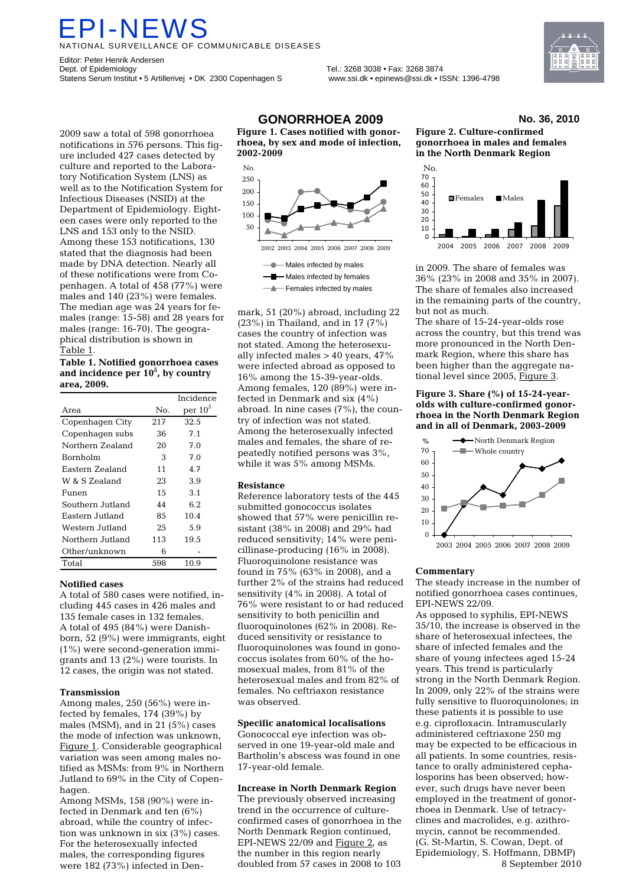# EPI-NEWS

NATIONAL SURVEILLANCE OF COMMUNICABLE DISEASES

Editor: Peter Henrik Andersen
Dept. of Epidemiology
Statens Serum Institut • 5 Artillerivej • DK 2300 Copenhagen S

Tel.: 3268 3038 • Fax: 3268 3874
www.ssi.dk • epinews@ssi.dk • ISSN: 1396-4798

## GONORRHOEA 2009

**No. 36, 2010**

2009 saw a total of 598 gonorrhoea notifications in 576 persons. This figure included 427 cases detected by culture and reported to the Laboratory Notification System (LNS) as well as to the Notification System for Infectious Diseases (NSID) at the Department of Epidemiology. Eighteen cases were only reported to the LNS and 153 only to the NSID. Among these 153 notifications, 130 stated that the diagnosis had been made by DNA detection. Nearly all of these notifications were from Copenhagen. A total of 458 (77%) were males and 140 (23%) were females. The median age was 24 years for females (range: 15-58) and 28 years for males (range: 16-70). The geographical distribution is shown in Table 1.

**Table 1. Notified gonorrhoea cases and incidence per $10^5$, by country area, 2009.**

| Area | No. | Incidence per $10^5$ |
|---|---|---|
| Copenhagen City | 217 | 32.5 |
| Copenhagen subs | 36 | 7.1 |
| Northern Zealand | 20 | 7.0 |
| Bornholm | 3 | 7.0 |
| Eastern Zealand | 11 | 4.7 |
| W & S Zealand | 23 | 3.9 |
| Funen | 15 | 3.1 |
| Southern Jutland | 44 | 6.2 |
| Eastern Jutland | 85 | 10.4 |
| Western Jutland | 25 | 5.9 |
| Northern Jutland | 113 | 19.5 |
| Other/unknown | 6 | - |
| Total | 598 | 10.9 |

### Notified cases

A total of 580 cases were notified, including 445 cases in 426 males and 135 female cases in 132 females. A total of 495 (84%) were Danish-born, 52 (9%) were immigrants, eight (1%) were second-generation immigrants and 13 (2%) were tourists. In 12 cases, the origin was not stated.

### Transmission

Among males, 250 (56%) were infected by females, 174 (39%) by males (MSM), and in 21 (5%) cases the mode of infection was unknown, Figure 1. Considerable geographical variation was seen among males notified as MSMs: from 9% in Northern Jutland to 69% in the City of Copenhagen.

Among MSMs, 158 (90%) were infected in Denmark and ten (6%) abroad, while the country of infection was unknown in six (3%) cases. For the heterosexually infected males, the corresponding figures were 182 (73%) infected in Denmark, 51 (20%) abroad, including 22 (23%) in Thailand, and in 17 (7%) cases the country of infection was not stated. Among the heterosexually infected males > 40 years, 47% were infected abroad as opposed to 16% among the 15-39-year-olds. Among females, 120 (89%) were infected in Denmark and six (4%) abroad. In nine cases (7%), the country of infection was not stated. Among the heterosexually infected males and females, the share of repeatedly notified persons was 3%, while it was 5% among MSMs.

**Figure 1. Cases notified with gonorrhoea, by sex and mode of infection, 2002-2009**

| Year | Males infected by males | Males infected by females | Females infected by males |
|---|---|---|---|
| 2002 | 85 | 100 | 38 |
| 2003 | 70 | 90 | 20 |
| 2004 | 200 | 130 | 52 |
| 2005 | 205 | 145 | 53 |
| 2006 | 150 | 155 | 72 |
| 2007 | 130 | 145 | 62 |
| 2008 | 120 | 180 | 85 |
| 2009 | 160 | 235 | 130 |

### Resistance

Reference laboratory tests of the 445 submitted gonococcus isolates showed that 57% were penicillin resistant (38% in 2008) and 29% had reduced sensitivity; 14% were penicillinase-producing (16% in 2008). Fluoroquinolone resistance was found in 75% (63% in 2008), and a further 2% of the strains had reduced sensitivity (4% in 2008). A total of 76% were resistant to or had reduced sensitivity to both penicillin and fluoroquinolones (62% in 2008). Reduced sensitivity or resistance to fluoroquinolones was found in gonococcus isolates from 60% of the homosexual males, from 81% of the heterosexual males and from 82% of females. No ceftriaxon resistance was observed.

### Specific anatomical localisations

Gonococcal eye infection was observed in one 19-year-old male and Bartholin's abscess was found in one 17-year-old female.

### Increase in North Denmark Region

The previously observed increasing trend in the occurrence of culture-confirmed cases of gonorrhoea in the North Denmark Region continued, EPI-NEWS 22/09 and Figure 2, as the number in this region nearly doubled from 57 cases in 2008 to 103 in 2009. The share of females was 36% (23% in 2008 and 35% in 2007). The share of females also increased in the remaining parts of the country, but not as much.

The share of 15-24-year-olds rose across the country, but this trend was more pronounced in the North Denmark Region, where this share has been higher than the aggregate national level since 2005, Figure 3.

**Figure 2. Culture-confirmed gonorrhoea in males and females in the North Denmark Region**

| Year | Females | Males |
|---|---|---|
| 2004 | 3 | 9 |
| 2005 | 1 | 9 |
| 2006 | 3 | 9 |
| 2007 | 9 | 17 |
| 2008 | 13 | 43 |
| 2009 | 37 | 66 |

**Figure 3. Share (%) of 15-24-year-olds with culture-confirmed gonorrhoea in the North Denmark Region and in all of Denmark, 2003-2009**

| Year | North Denmark Region | Whole country |
|---|---|---|
| 2003 | 0 | 22 |
| 2004 | 25 | 27 |
| 2005 | 40 | 23 |
| 2006 | 33 | 24 |
| 2007 | 58 | 25 |
| 2008 | 55 | 33 |
| 2009 | 62 | 45 |

### Commentary

The steady increase in the number of notified gonorrhoea cases continues, EPI-NEWS 22/09.

As opposed to syphilis, EPI-NEWS 35/10, the increase is observed in the share of heterosexual infectees, the share of infected females and the share of young infectees aged 15-24 years. This trend is particularly strong in the North Denmark Region. In 2009, only 22% of the strains were fully sensitive to fluoroquinolones; in these patients it is possible to use e.g. ciprofloxacin. Intramuscularly administered ceftriaxone 250 mg may be expected to be efficacious in all patients. In some countries, resistance to orally administered cephalosporins has been observed; however, such drugs have never been employed in the treatment of gonorrhoea in Denmark. Use of tetracyclines and macrolides, e.g. azithromycin, cannot be recommended.

(G. St-Martin, S. Cowan, Dept. of Epidemiology, S. Hoffmann, DBMP)

8 September 2010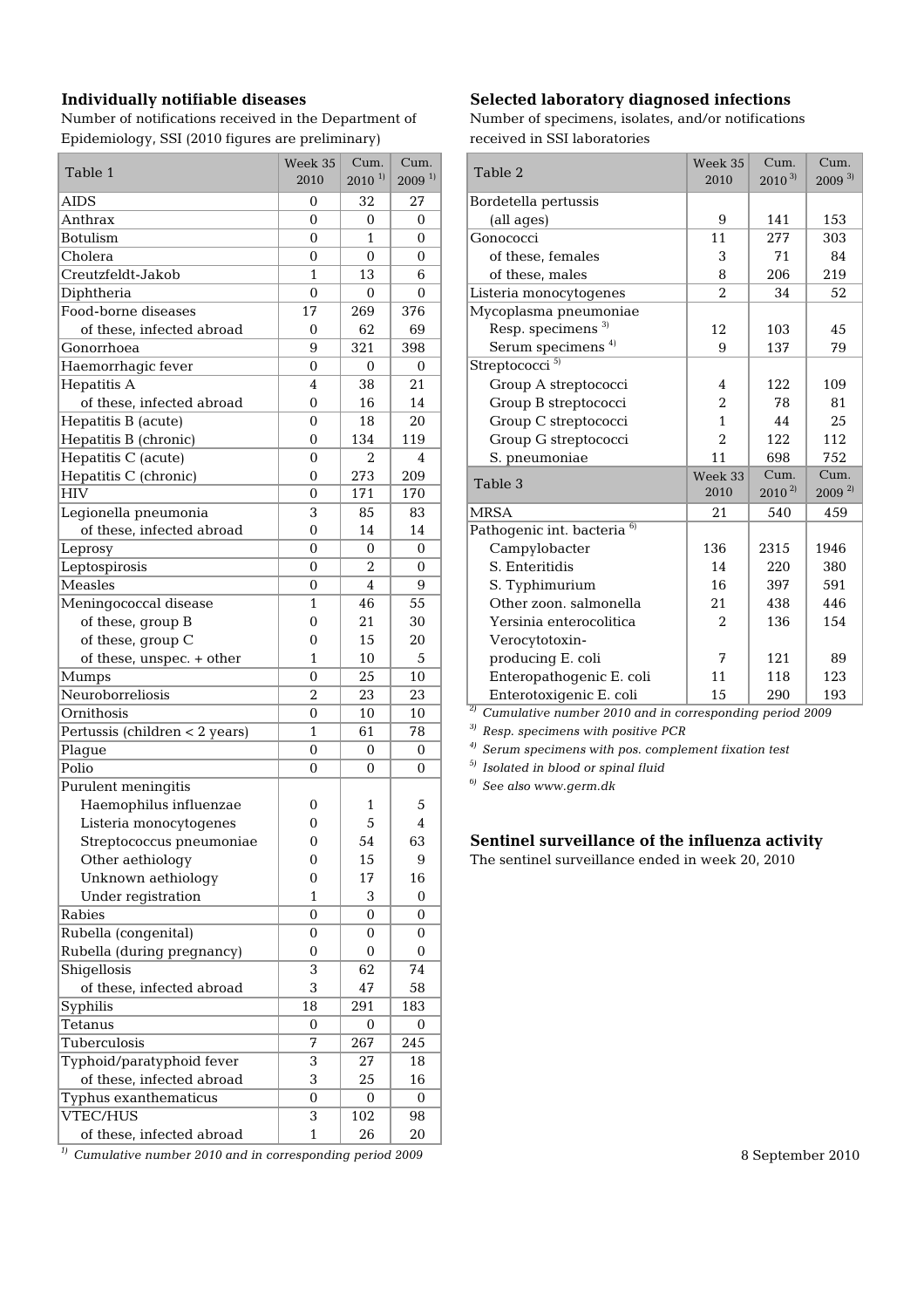### Individually notifiable diseases

Number of notifications received in the Department of Epidemiology, SSI (2010 figures are preliminary)

| Table 1 | Week 35 2010 | Cum. 2010 [1)] | Cum. 2009 [1)] |
|---|---|---|---|
| AIDS | 0 | 32 | 27 |
| Anthrax | 0 | 0 | 0 |
| Botulism | 0 | 1 | 0 |
| Cholera | 0 | 0 | 0 |
| Creutzfeldt-Jakob | 1 | 13 | 6 |
| Diphtheria | 0 | 0 | 0 |
| Food-borne diseases | 17 | 269 | 376 |
| of these, infected abroad | 0 | 62 | 69 |
| Gonorrhoea | 9 | 321 | 398 |
| Haemorrhagic fever | 0 | 0 | 0 |
| Hepatitis A | 4 | 38 | 21 |
| of these, infected abroad | 0 | 16 | 14 |
| Hepatitis B (acute) | 0 | 18 | 20 |
| Hepatitis B (chronic) | 0 | 134 | 119 |
| Hepatitis C (acute) | 0 | 2 | 4 |
| Hepatitis C (chronic) | 0 | 273 | 209 |
| HIV | 0 | 171 | 170 |
| Legionella pneumonia | 3 | 85 | 83 |
| of these, infected abroad | 0 | 14 | 14 |
| Leprosy | 0 | 0 | 0 |
| Leptospirosis | 0 | 2 | 0 |
| Measles | 0 | 4 | 9 |
| Meningococcal disease | 1 | 46 | 55 |
| of these, group B | 0 | 21 | 30 |
| of these, group C | 0 | 15 | 20 |
| of these, unspec. + other | 1 | 10 | 5 |
| Mumps | 0 | 25 | 10 |
| Neuroborreliosis | 2 | 23 | 23 |
| Ornithosis | 0 | 10 | 10 |
| Pertussis (children < 2 years) | 1 | 61 | 78 |
| Plague | 0 | 0 | 0 |
| Polio | 0 | 0 | 0 |
| Purulent meningitis | | | |
| Haemophilus influenzae | 0 | 1 | 5 |
| Listeria monocytogenes | 0 | 5 | 4 |
| Streptococcus pneumoniae | 0 | 54 | 63 |
| Other aethiology | 0 | 15 | 9 |
| Unknown aethiology | 0 | 17 | 16 |
| Under registration | 1 | 3 | 0 |
| Rabies | 0 | 0 | 0 |
| Rubella (congenital) | 0 | 0 | 0 |
| Rubella (during pregnancy) | 0 | 0 | 0 |
| Shigellosis | 3 | 62 | 74 |
| of these, infected abroad | 3 | 47 | 58 |
| Syphilis | 18 | 291 | 183 |
| Tetanus | 0 | 0 | 0 |
| Tuberculosis | 7 | 267 | 245 |
| Typhoid/paratyphoid fever | 3 | 27 | 18 |
| of these, infected abroad | 3 | 25 | 16 |
| Typhus exanthematicus | 0 | 0 | 0 |
| VTEC/HUS | 3 | 102 | 98 |
| of these, infected abroad | 1 | 26 | 20 |

*1) Cumulative number 2010 and in corresponding period 2009*

### Selected laboratory diagnosed infections

Number of specimens, isolates, and/or notifications received in SSI laboratories

| Table 2 | Week 35 2010 | Cum. 2010 [3)] | Cum. 2009 [3)] |
|---|---|---|---|
| Bordetella pertussis (all ages) | 9 | 141 | 153 |
| Gonococci | 11 | 277 | 303 |
| of these, females | 3 | 71 | 84 |
| of these, males | 8 | 206 | 219 |
| Listeria monocytogenes | 2 | 34 | 52 |
| Mycoplasma pneumoniae | | | |
| Resp. specimens [3)] | 12 | 103 | 45 |
| Serum specimens [4)] | 9 | 137 | 79 |
| Streptococci [5)] | | | |
| Group A streptococci | 4 | 122 | 109 |
| Group B streptococci | 2 | 78 | 81 |
| Group C streptococci | 1 | 44 | 25 |
| Group G streptococci | 2 | 122 | 112 |
| S. pneumoniae | 11 | 698 | 752 |

| Table 3 | Week 33 2010 | Cum. 2010 [2)] | Cum. 2009 [2)] |
|---|---|---|---|
| MRSA | 21 | 540 | 459 |
| Pathogenic int. bacteria [6)] | | | |
| Campylobacter | 136 | 2315 | 1946 |
| S. Enteritidis | 14 | 220 | 380 |
| S. Typhimurium | 16 | 397 | 591 |
| Other zoon. salmonella | 21 | 438 | 446 |
| Yersinia enterocolitica | 2 | 136 | 154 |
| Verocytotoxin-producing E. coli | 7 | 121 | 89 |
| Enteropathogenic E. coli | 11 | 118 | 123 |
| Enterotoxigenic E. coli | 15 | 290 | 193 |

*2) Cumulative number 2010 and in corresponding period 2009*

*3) Resp. specimens with positive PCR*

*4) Serum specimens with pos. complement fixation test*

*5) Isolated in blood or spinal fluid*

*6) See also www.germ.dk*

### Sentinel surveillance of the influenza activity

The sentinel surveillance ended in week 20, 2010

8 September 2010